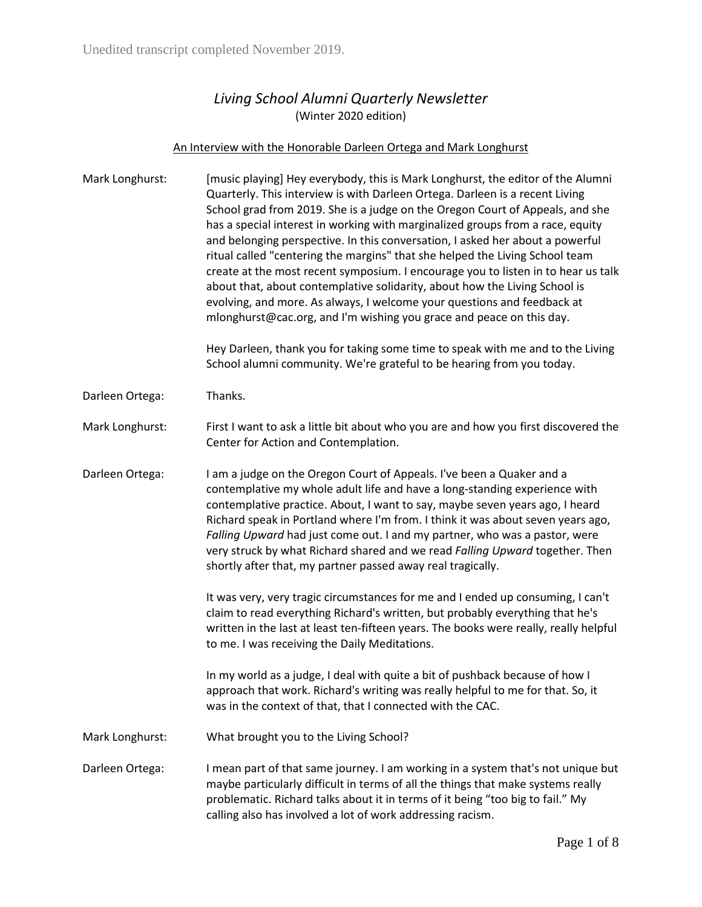Unedited transcript completed November 2019.

# *Living School Alumni Quarterly Newsletter*

(Winter 2020 edition)

An Interview with the Honorable Darleen Ortega and Mark Longhurst

**Mark Longhurst:** [music playing] Hey everybody, this is Mark Longhurst, the editor of the Alumni Quarterly. This interview is with Darleen Ortega. Darleen is a recent Living School grad from 2019. She is a judge on the Oregon Court of Appeals, and she has a special interest in working with marginalized groups from a race, equity and belonging perspective. In this conversation, I asked her about a powerful ritual called "centering the margins" that she helped the Living School team create at the most recent symposium. I encourage you to listen in to hear us talk about that, about contemplative solidarity, about how the Living School is evolving, and more. As always, I welcome your questions and feedback at mlonghurst@cac.org, and I'm wishing you grace and peace on this day.

Hey Darleen, thank you for taking some time to speak with me and to the Living School alumni community. We're grateful to be hearing from you today.

**Darleen Ortega:** Thanks.

**Mark Longhurst:** First I want to ask a little bit about who you are and how you first discovered the Center for Action and Contemplation.

**Darleen Ortega:** I am a judge on the Oregon Court of Appeals. I've been a Quaker and a contemplative my whole adult life and have a long-standing experience with contemplative practice. About, I want to say, maybe seven years ago, I heard Richard speak in Portland where I'm from. I think it was about seven years ago, *Falling Upward* had just come out. I and my partner, who was a pastor, were very struck by what Richard shared and we read *Falling Upward* together. Then shortly after that, my partner passed away real tragically.

It was very, very tragic circumstances for me and I ended up consuming, I can't claim to read everything Richard's written, but probably everything that he's written in the last at least ten-fifteen years. The books were really, really helpful to me. I was receiving the Daily Meditations.

In my world as a judge, I deal with quite a bit of pushback because of how I approach that work. Richard's writing was really helpful to me for that. So, it was in the context of that, that I connected with the CAC.

**Mark Longhurst:** What brought you to the Living School?

**Darleen Ortega:** I mean part of that same journey. I am working in a system that's not unique but maybe particularly difficult in terms of all the things that make systems really problematic. Richard talks about it in terms of it being "too big to fail." My calling also has involved a lot of work addressing racism.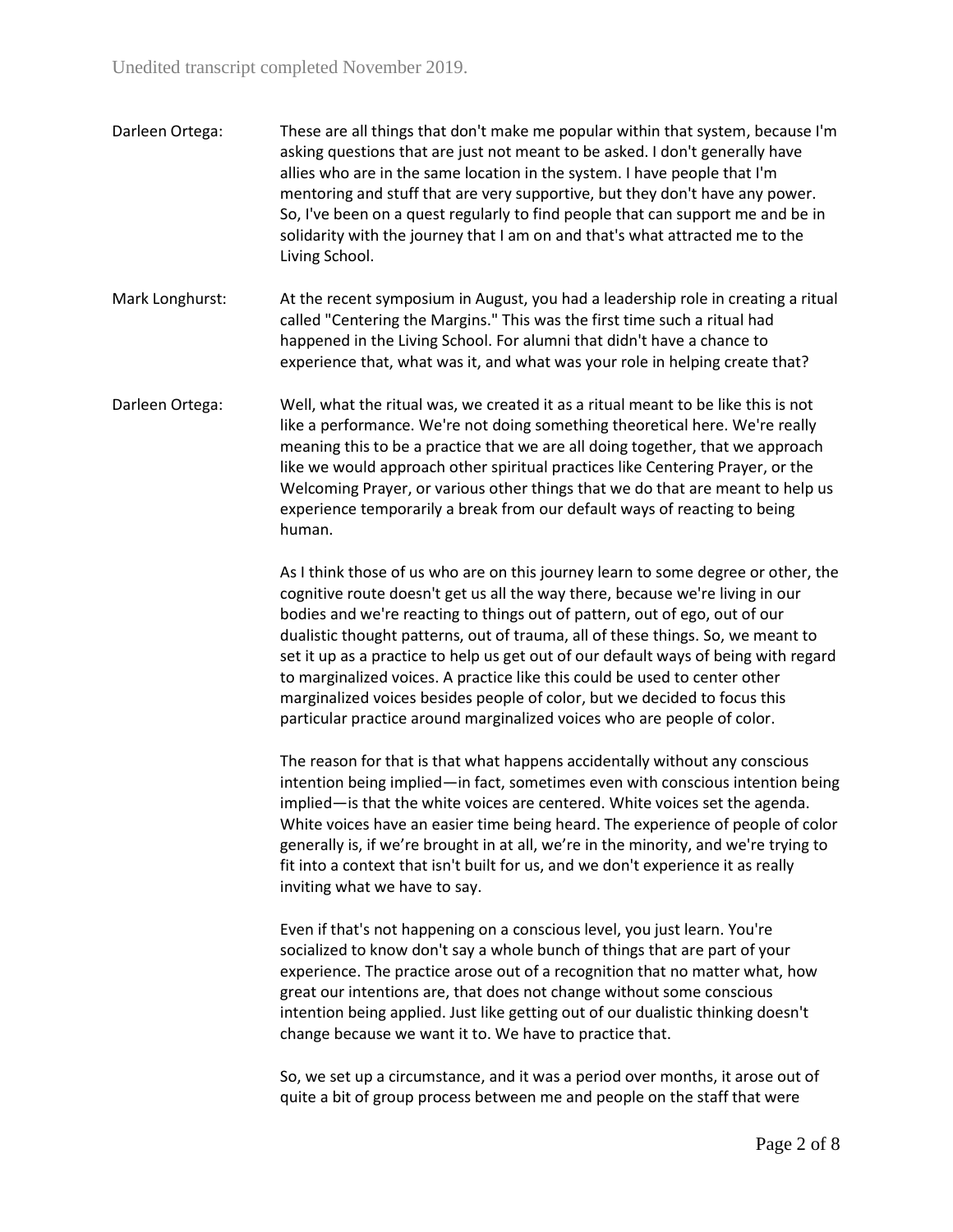Darleen Ortega: These are all things that don't make me popular within that system, because I'm asking questions that are just not meant to be asked. I don't generally have allies who are in the same location in the system. I have people that I'm mentoring and stuff that are very supportive, but they don't have any power. So, I've been on a quest regularly to find people that can support me and be in solidarity with the journey that I am on and that's what attracted me to the Living School.

Mark Longhurst: At the recent symposium in August, you had a leadership role in creating a ritual called "Centering the Margins." This was the first time such a ritual had happened in the Living School. For alumni that didn't have a chance to experience that, what was it, and what was your role in helping create that?

Darleen Ortega: Well, what the ritual was, we created it as a ritual meant to be like this is not like a performance. We're not doing something theoretical here. We're really meaning this to be a practice that we are all doing together, that we approach like we would approach other spiritual practices like Centering Prayer, or the Welcoming Prayer, or various other things that we do that are meant to help us experience temporarily a break from our default ways of reacting to being human.

As I think those of us who are on this journey learn to some degree or other, the cognitive route doesn't get us all the way there, because we're living in our bodies and we're reacting to things out of pattern, out of ego, out of our dualistic thought patterns, out of trauma, all of these things. So, we meant to set it up as a practice to help us get out of our default ways of being with regard to marginalized voices. A practice like this could be used to center other marginalized voices besides people of color, but we decided to focus this particular practice around marginalized voices who are people of color.

The reason for that is that what happens accidentally without any conscious intention being implied—in fact, sometimes even with conscious intention being implied—is that the white voices are centered. White voices set the agenda. White voices have an easier time being heard. The experience of people of color generally is, if we're brought in at all, we're in the minority, and we're trying to fit into a context that isn't built for us, and we don't experience it as really inviting what we have to say.

Even if that's not happening on a conscious level, you just learn. You're socialized to know don't say a whole bunch of things that are part of your experience. The practice arose out of a recognition that no matter what, how great our intentions are, that does not change without some conscious intention being applied. Just like getting out of our dualistic thinking doesn't change because we want it to. We have to practice that.

So, we set up a circumstance, and it was a period over months, it arose out of quite a bit of group process between me and people on the staff that were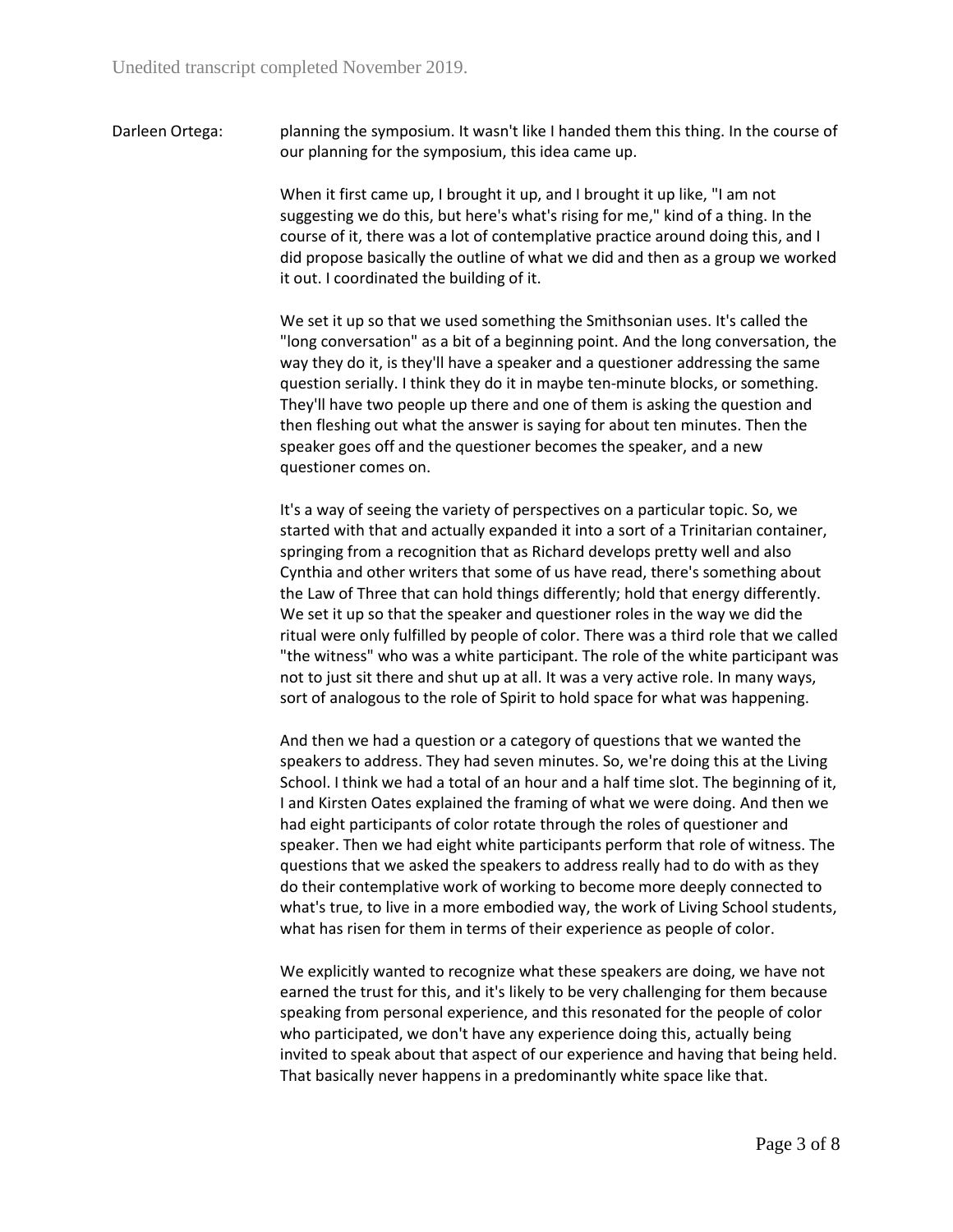Unedited transcript completed November 2019.

Darleen Ortega: planning the symposium. It wasn't like I handed them this thing. In the course of our planning for the symposium, this idea came up.

When it first came up, I brought it up, and I brought it up like, "I am not suggesting we do this, but here's what's rising for me," kind of a thing. In the course of it, there was a lot of contemplative practice around doing this, and I did propose basically the outline of what we did and then as a group we worked it out. I coordinated the building of it.

We set it up so that we used something the Smithsonian uses. It's called the "long conversation" as a bit of a beginning point. And the long conversation, the way they do it, is they'll have a speaker and a questioner addressing the same question serially. I think they do it in maybe ten-minute blocks, or something. They'll have two people up there and one of them is asking the question and then fleshing out what the answer is saying for about ten minutes. Then the speaker goes off and the questioner becomes the speaker, and a new questioner comes on.

It's a way of seeing the variety of perspectives on a particular topic. So, we started with that and actually expanded it into a sort of a Trinitarian container, springing from a recognition that as Richard develops pretty well and also Cynthia and other writers that some of us have read, there's something about the Law of Three that can hold things differently; hold that energy differently. We set it up so that the speaker and questioner roles in the way we did the ritual were only fulfilled by people of color. There was a third role that we called "the witness" who was a white participant. The role of the white participant was not to just sit there and shut up at all. It was a very active role. In many ways, sort of analogous to the role of Spirit to hold space for what was happening.

And then we had a question or a category of questions that we wanted the speakers to address. They had seven minutes. So, we're doing this at the Living School. I think we had a total of an hour and a half time slot. The beginning of it, I and Kirsten Oates explained the framing of what we were doing. And then we had eight participants of color rotate through the roles of questioner and speaker. Then we had eight white participants perform that role of witness. The questions that we asked the speakers to address really had to do with as they do their contemplative work of working to become more deeply connected to what's true, to live in a more embodied way, the work of Living School students, what has risen for them in terms of their experience as people of color.

We explicitly wanted to recognize what these speakers are doing, we have not earned the trust for this, and it's likely to be very challenging for them because speaking from personal experience, and this resonated for the people of color who participated, we don't have any experience doing this, actually being invited to speak about that aspect of our experience and having that being held. That basically never happens in a predominantly white space like that.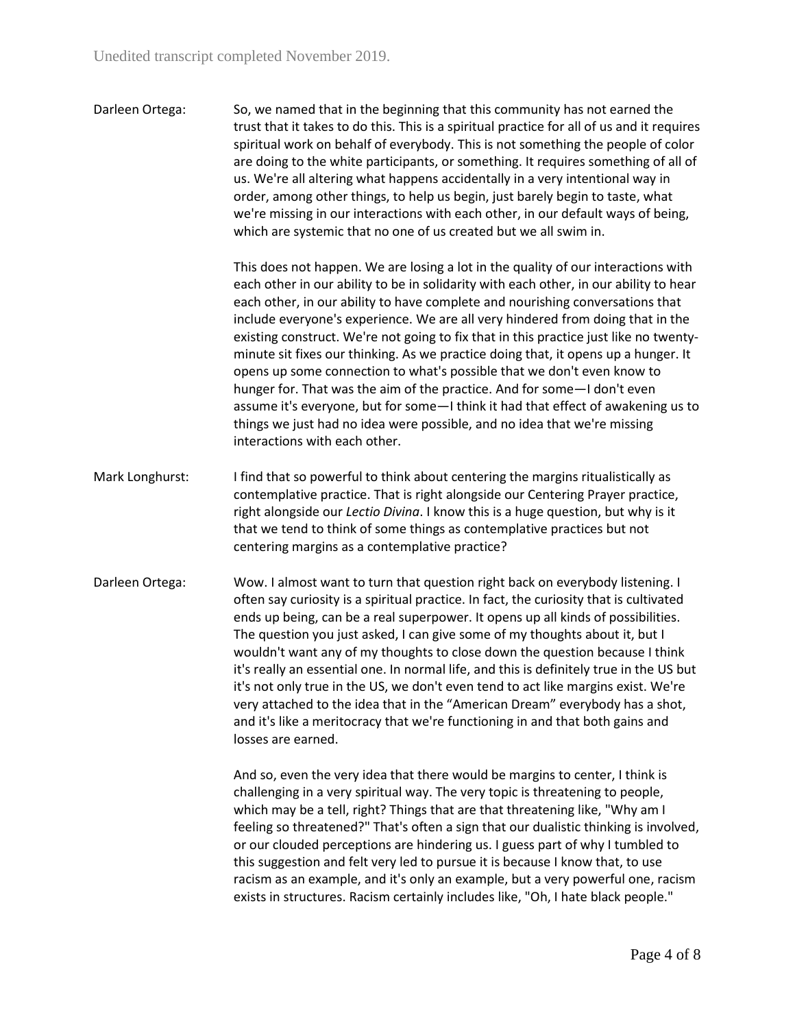Darleen Ortega: So, we named that in the beginning that this community has not earned the trust that it takes to do this. This is a spiritual practice for all of us and it requires spiritual work on behalf of everybody. This is not something the people of color are doing to the white participants, or something. It requires something of all of us. We're all altering what happens accidentally in a very intentional way in order, among other things, to help us begin, just barely begin to taste, what we're missing in our interactions with each other, in our default ways of being, which are systemic that no one of us created but we all swim in.

This does not happen. We are losing a lot in the quality of our interactions with each other in our ability to be in solidarity with each other, in our ability to hear each other, in our ability to have complete and nourishing conversations that include everyone's experience. We are all very hindered from doing that in the existing construct. We're not going to fix that in this practice just like no twenty-minute sit fixes our thinking. As we practice doing that, it opens up a hunger. It opens up some connection to what's possible that we don't even know to hunger for. That was the aim of the practice. And for some—I don't even assume it's everyone, but for some—I think it had that effect of awakening us to things we just had no idea were possible, and no idea that we're missing interactions with each other.

Mark Longhurst: I find that so powerful to think about centering the margins ritualistically as contemplative practice. That is right alongside our Centering Prayer practice, right alongside our *Lectio Divina*. I know this is a huge question, but why is it that we tend to think of some things as contemplative practices but not centering margins as a contemplative practice?

Darleen Ortega: Wow. I almost want to turn that question right back on everybody listening. I often say curiosity is a spiritual practice. In fact, the curiosity that is cultivated ends up being, can be a real superpower. It opens up all kinds of possibilities. The question you just asked, I can give some of my thoughts about it, but I wouldn't want any of my thoughts to close down the question because I think it's really an essential one. In normal life, and this is definitely true in the US but it's not only true in the US, we don't even tend to act like margins exist. We're very attached to the idea that in the "American Dream" everybody has a shot, and it's like a meritocracy that we're functioning in and that both gains and losses are earned.

And so, even the very idea that there would be margins to center, I think is challenging in a very spiritual way. The very topic is threatening to people, which may be a tell, right? Things that are that threatening like, "Why am I feeling so threatened?" That's often a sign that our dualistic thinking is involved, or our clouded perceptions are hindering us. I guess part of why I tumbled to this suggestion and felt very led to pursue it is because I know that, to use racism as an example, and it's only an example, but a very powerful one, racism exists in structures. Racism certainly includes like, "Oh, I hate black people."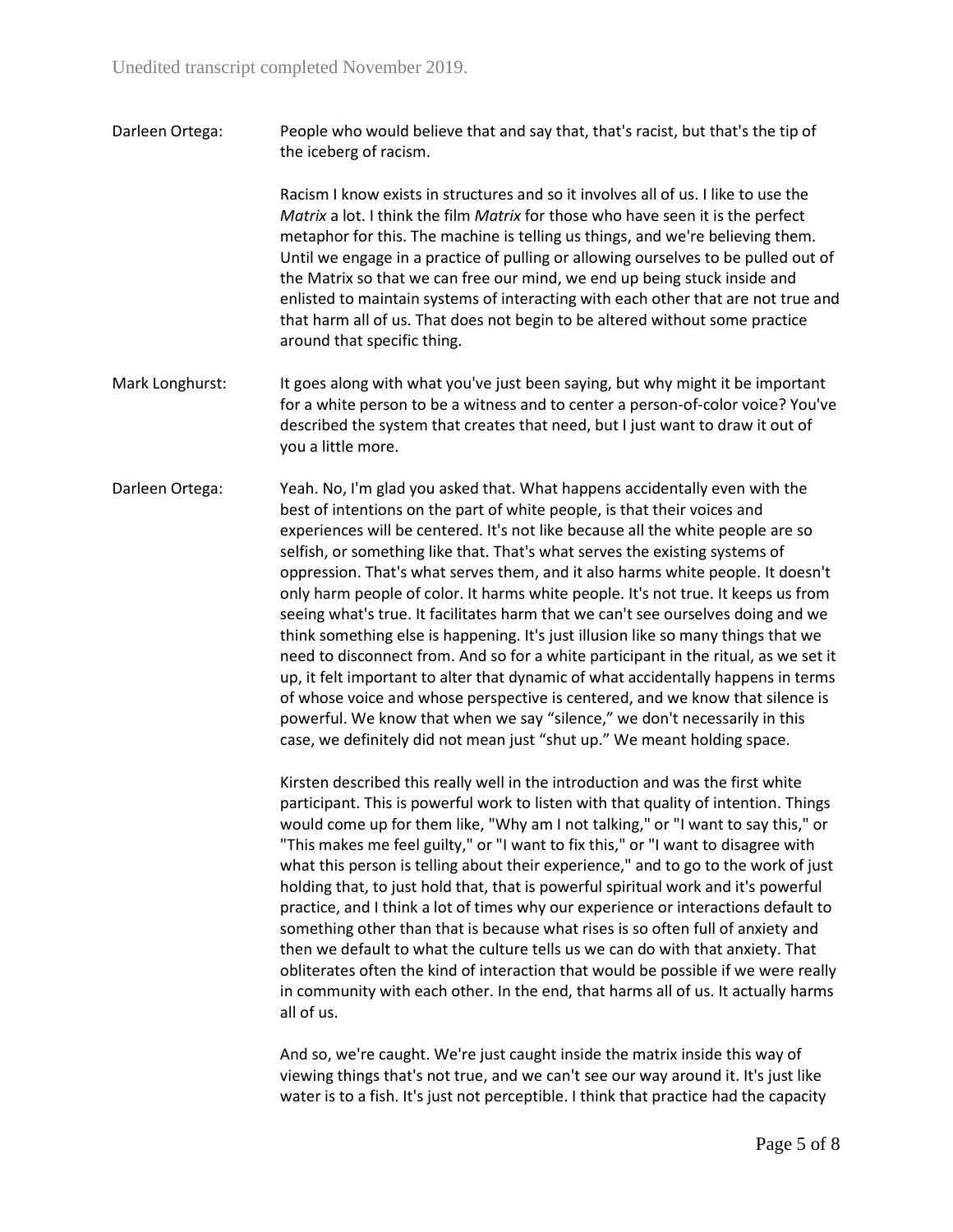Darleen Ortega: People who would believe that and say that, that's racist, but that's the tip of the iceberg of racism.

Racism I know exists in structures and so it involves all of us. I like to use the *Matrix* a lot. I think the film *Matrix* for those who have seen it is the perfect metaphor for this. The machine is telling us things, and we're believing them. Until we engage in a practice of pulling or allowing ourselves to be pulled out of the Matrix so that we can free our mind, we end up being stuck inside and enlisted to maintain systems of interacting with each other that are not true and that harm all of us. That does not begin to be altered without some practice around that specific thing.

Mark Longhurst: It goes along with what you've just been saying, but why might it be important for a white person to be a witness and to center a person-of-color voice? You've described the system that creates that need, but I just want to draw it out of you a little more.

Darleen Ortega: Yeah. No, I'm glad you asked that. What happens accidentally even with the best of intentions on the part of white people, is that their voices and experiences will be centered. It's not like because all the white people are so selfish, or something like that. That's what serves the existing systems of oppression. That's what serves them, and it also harms white people. It doesn't only harm people of color. It harms white people. It's not true. It keeps us from seeing what's true. It facilitates harm that we can't see ourselves doing and we think something else is happening. It's just illusion like so many things that we need to disconnect from. And so for a white participant in the ritual, as we set it up, it felt important to alter that dynamic of what accidentally happens in terms of whose voice and whose perspective is centered, and we know that silence is powerful. We know that when we say "silence," we don't necessarily in this case, we definitely did not mean just "shut up." We meant holding space.

Kirsten described this really well in the introduction and was the first white participant. This is powerful work to listen with that quality of intention. Things would come up for them like, "Why am I not talking," or "I want to say this," or "This makes me feel guilty," or "I want to fix this," or "I want to disagree with what this person is telling about their experience," and to go to the work of just holding that, to just hold that, that is powerful spiritual work and it's powerful practice, and I think a lot of times why our experience or interactions default to something other than that is because what rises is so often full of anxiety and then we default to what the culture tells us we can do with that anxiety. That obliterates often the kind of interaction that would be possible if we were really in community with each other. In the end, that harms all of us. It actually harms all of us.

And so, we're caught. We're just caught inside the matrix inside this way of viewing things that's not true, and we can't see our way around it. It's just like water is to a fish. It's just not perceptible. I think that practice had the capacity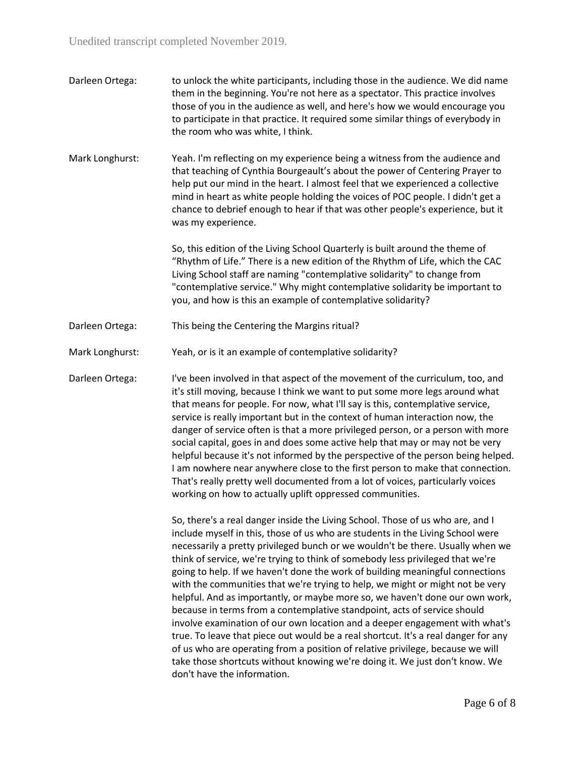Darleen Ortega: to unlock the white participants, including those in the audience. We did name them in the beginning. You're not here as a spectator. This practice involves those of you in the audience as well, and here's how we would encourage you to participate in that practice. It required some similar things of everybody in the room who was white, I think.

Mark Longhurst: Yeah. I'm reflecting on my experience being a witness from the audience and that teaching of Cynthia Bourgeault's about the power of Centering Prayer to help put our mind in the heart. I almost feel that we experienced a collective mind in heart as white people holding the voices of POC people. I didn't get a chance to debrief enough to hear if that was other people's experience, but it was my experience.

So, this edition of the Living School Quarterly is built around the theme of "Rhythm of Life." There is a new edition of the Rhythm of Life, which the CAC Living School staff are naming "contemplative solidarity" to change from "contemplative service." Why might contemplative solidarity be important to you, and how is this an example of contemplative solidarity?

Darleen Ortega: This being the Centering the Margins ritual?

Mark Longhurst: Yeah, or is it an example of contemplative solidarity?

Darleen Ortega: I've been involved in that aspect of the movement of the curriculum, too, and it's still moving, because I think we want to put some more legs around what that means for people. For now, what I'll say is this, contemplative service, service is really important but in the context of human interaction now, the danger of service often is that a more privileged person, or a person with more social capital, goes in and does some active help that may or may not be very helpful because it's not informed by the perspective of the person being helped. I am nowhere near anywhere close to the first person to make that connection. That's really pretty well documented from a lot of voices, particularly voices working on how to actually uplift oppressed communities.

So, there's a real danger inside the Living School. Those of us who are, and I include myself in this, those of us who are students in the Living School were necessarily a pretty privileged bunch or we wouldn't be there. Usually when we think of service, we're trying to think of somebody less privileged that we're going to help. If we haven't done the work of building meaningful connections with the communities that we're trying to help, we might or might not be very helpful. And as importantly, or maybe more so, we haven't done our own work, because in terms from a contemplative standpoint, acts of service should involve examination of our own location and a deeper engagement with what's true. To leave that piece out would be a real shortcut. It's a real danger for any of us who are operating from a position of relative privilege, because we will take those shortcuts without knowing we're doing it. We just don't know. We don't have the information.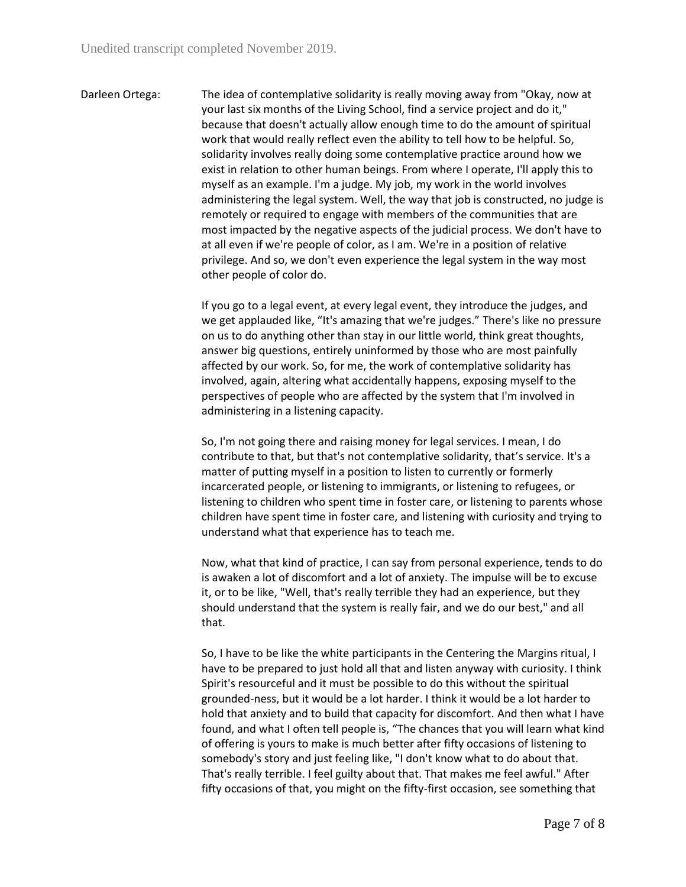Unedited transcript completed November 2019.

Darleen Ortega: The idea of contemplative solidarity is really moving away from "Okay, now at your last six months of the Living School, find a service project and do it," because that doesn't actually allow enough time to do the amount of spiritual work that would really reflect even the ability to tell how to be helpful. So, solidarity involves really doing some contemplative practice around how we exist in relation to other human beings. From where I operate, I'll apply this to myself as an example. I'm a judge. My job, my work in the world involves administering the legal system. Well, the way that job is constructed, no judge is remotely or required to engage with members of the communities that are most impacted by the negative aspects of the judicial process. We don't have to at all even if we're people of color, as I am. We're in a position of relative privilege. And so, we don't even experience the legal system in the way most other people of color do.

If you go to a legal event, at every legal event, they introduce the judges, and we get applauded like, "It's amazing that we're judges." There's like no pressure on us to do anything other than stay in our little world, think great thoughts, answer big questions, entirely uninformed by those who are most painfully affected by our work. So, for me, the work of contemplative solidarity has involved, again, altering what accidentally happens, exposing myself to the perspectives of people who are affected by the system that I'm involved in administering in a listening capacity.

So, I'm not going there and raising money for legal services. I mean, I do contribute to that, but that's not contemplative solidarity, that's service. It's a matter of putting myself in a position to listen to currently or formerly incarcerated people, or listening to immigrants, or listening to refugees, or listening to children who spent time in foster care, or listening to parents whose children have spent time in foster care, and listening with curiosity and trying to understand what that experience has to teach me.

Now, what that kind of practice, I can say from personal experience, tends to do is awaken a lot of discomfort and a lot of anxiety. The impulse will be to excuse it, or to be like, "Well, that's really terrible they had an experience, but they should understand that the system is really fair, and we do our best," and all that.

So, I have to be like the white participants in the Centering the Margins ritual, I have to be prepared to just hold all that and listen anyway with curiosity. I think Spirit's resourceful and it must be possible to do this without the spiritual grounded-ness, but it would be a lot harder. I think it would be a lot harder to hold that anxiety and to build that capacity for discomfort. And then what I have found, and what I often tell people is, "The chances that you will learn what kind of offering is yours to make is much better after fifty occasions of listening to somebody's story and just feeling like, "I don't know what to do about that. That's really terrible. I feel guilty about that. That makes me feel awful." After fifty occasions of that, you might on the fifty-first occasion, see something that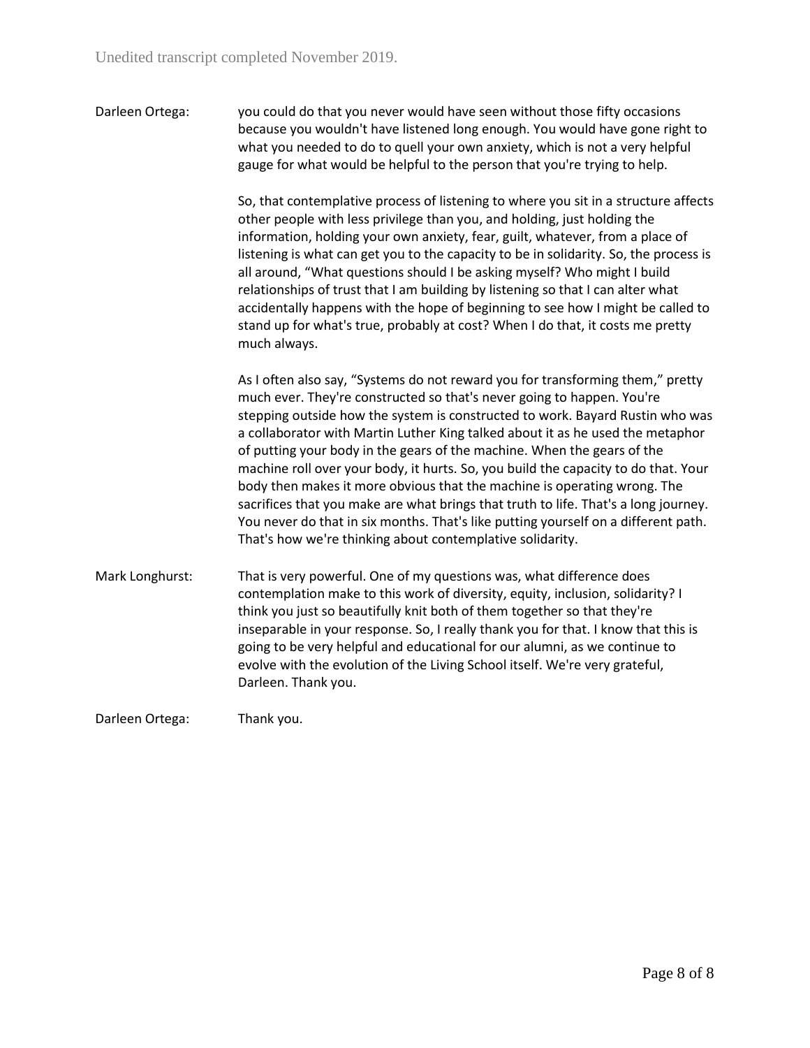Darleen Ortega: you could do that you never would have seen without those fifty occasions because you wouldn't have listened long enough. You would have gone right to what you needed to do to quell your own anxiety, which is not a very helpful gauge for what would be helpful to the person that you're trying to help.

So, that contemplative process of listening to where you sit in a structure affects other people with less privilege than you, and holding, just holding the information, holding your own anxiety, fear, guilt, whatever, from a place of listening is what can get you to the capacity to be in solidarity. So, the process is all around, "What questions should I be asking myself? Who might I build relationships of trust that I am building by listening so that I can alter what accidentally happens with the hope of beginning to see how I might be called to stand up for what's true, probably at cost? When I do that, it costs me pretty much always.

As I often also say, "Systems do not reward you for transforming them," pretty much ever. They're constructed so that's never going to happen. You're stepping outside how the system is constructed to work. Bayard Rustin who was a collaborator with Martin Luther King talked about it as he used the metaphor of putting your body in the gears of the machine. When the gears of the machine roll over your body, it hurts. So, you build the capacity to do that. Your body then makes it more obvious that the machine is operating wrong. The sacrifices that you make are what brings that truth to life. That's a long journey. You never do that in six months. That's like putting yourself on a different path. That's how we're thinking about contemplative solidarity.

Mark Longhurst: That is very powerful. One of my questions was, what difference does contemplation make to this work of diversity, equity, inclusion, solidarity? I think you just so beautifully knit both of them together so that they're inseparable in your response. So, I really thank you for that. I know that this is going to be very helpful and educational for our alumni, as we continue to evolve with the evolution of the Living School itself. We're very grateful, Darleen. Thank you.

Darleen Ortega: Thank you.